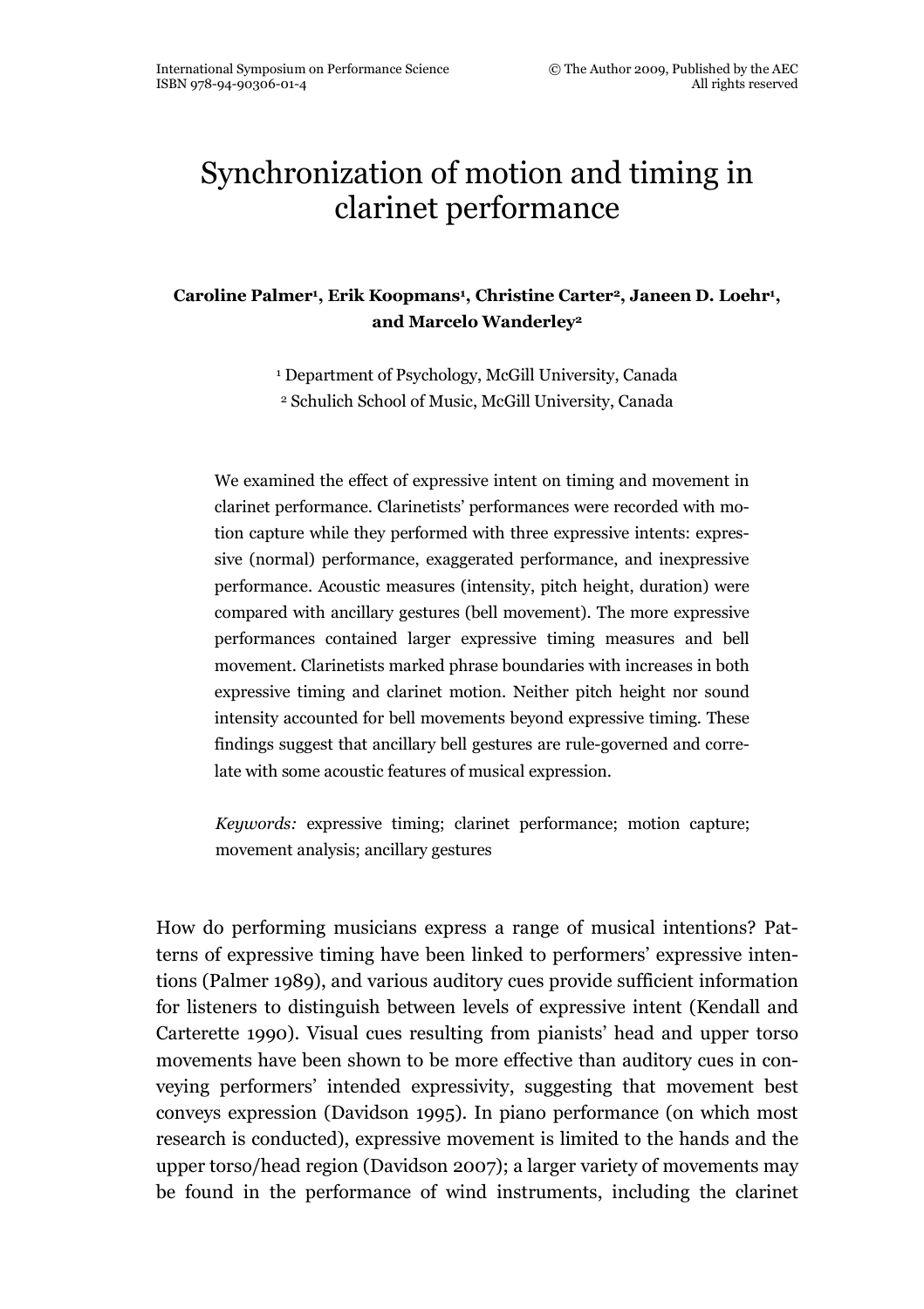# Synchronization of motion and timing in clarinet performance

**Caroline Palmer[1], Erik Koopmans[1], Christine Carter[2], Janeen D. Loehr[1], and Marcelo Wanderley[2]**

[1] Department of Psychology, McGill University, Canada
[2] Schulich School of Music, McGill University, Canada

We examined the effect of expressive intent on timing and movement in clarinet performance. Clarinetists' performances were recorded with motion capture while they performed with three expressive intents: expressive (normal) performance, exaggerated performance, and inexpressive performance. Acoustic measures (intensity, pitch height, duration) were compared with ancillary gestures (bell movement). The more expressive performances contained larger expressive timing measures and bell movement. Clarinetists marked phrase boundaries with increases in both expressive timing and clarinet motion. Neither pitch height nor sound intensity accounted for bell movements beyond expressive timing. These findings suggest that ancillary bell gestures are rule-governed and correlate with some acoustic features of musical expression.

*Keywords:* expressive timing; clarinet performance; motion capture; movement analysis; ancillary gestures

How do performing musicians express a range of musical intentions? Patterns of expressive timing have been linked to performers' expressive intentions (Palmer 1989), and various auditory cues provide sufficient information for listeners to distinguish between levels of expressive intent (Kendall and Carterette 1990). Visual cues resulting from pianists' head and upper torso movements have been shown to be more effective than auditory cues in conveying performers' intended expressivity, suggesting that movement best conveys expression (Davidson 1995). In piano performance (on which most research is conducted), expressive movement is limited to the hands and the upper torso/head region (Davidson 2007); a larger variety of movements may be found in the performance of wind instruments, including the clarinet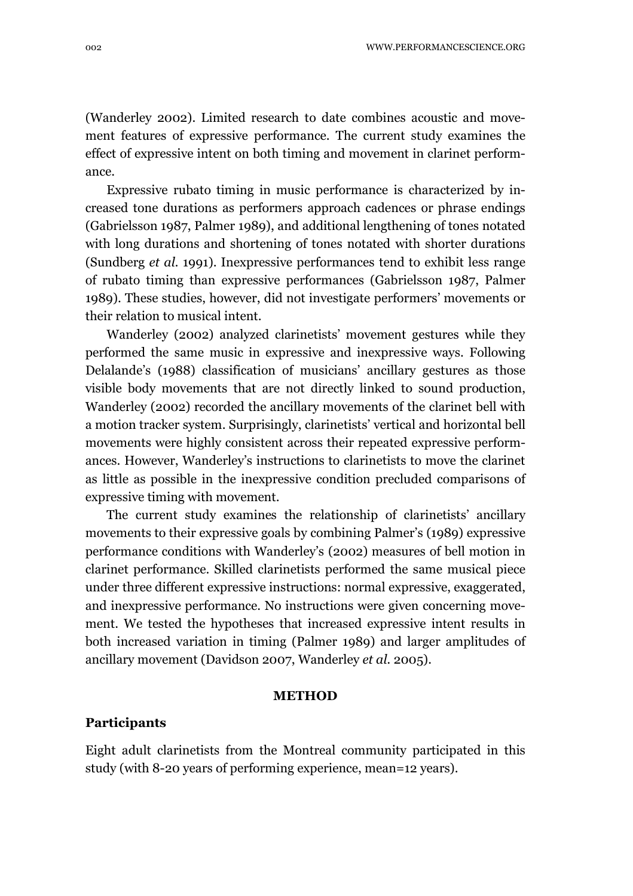(Wanderley 2002). Limited research to date combines acoustic and movement features of expressive performance. The current study examines the effect of expressive intent on both timing and movement in clarinet performance.

Expressive rubato timing in music performance is characterized by increased tone durations as performers approach cadences or phrase endings (Gabrielsson 1987, Palmer 1989), and additional lengthening of tones notated with long durations and shortening of tones notated with shorter durations (Sundberg *et al.* 1991). Inexpressive performances tend to exhibit less range of rubato timing than expressive performances (Gabrielsson 1987, Palmer 1989). These studies, however, did not investigate performers' movements or their relation to musical intent.

Wanderley (2002) analyzed clarinetists' movement gestures while they performed the same music in expressive and inexpressive ways. Following Delalande's (1988) classification of musicians' ancillary gestures as those visible body movements that are not directly linked to sound production, Wanderley (2002) recorded the ancillary movements of the clarinet bell with a motion tracker system. Surprisingly, clarinetists' vertical and horizontal bell movements were highly consistent across their repeated expressive performances. However, Wanderley's instructions to clarinetists to move the clarinet as little as possible in the inexpressive condition precluded comparisons of expressive timing with movement.

The current study examines the relationship of clarinetists' ancillary movements to their expressive goals by combining Palmer's (1989) expressive performance conditions with Wanderley's (2002) measures of bell motion in clarinet performance. Skilled clarinetists performed the same musical piece under three different expressive instructions: normal expressive, exaggerated, and inexpressive performance. No instructions were given concerning movement. We tested the hypotheses that increased expressive intent results in both increased variation in timing (Palmer 1989) and larger amplitudes of ancillary movement (Davidson 2007, Wanderley *et al.* 2005).

## METHOD

### Participants

Eight adult clarinetists from the Montreal community participated in this study (with 8-20 years of performing experience, mean=12 years).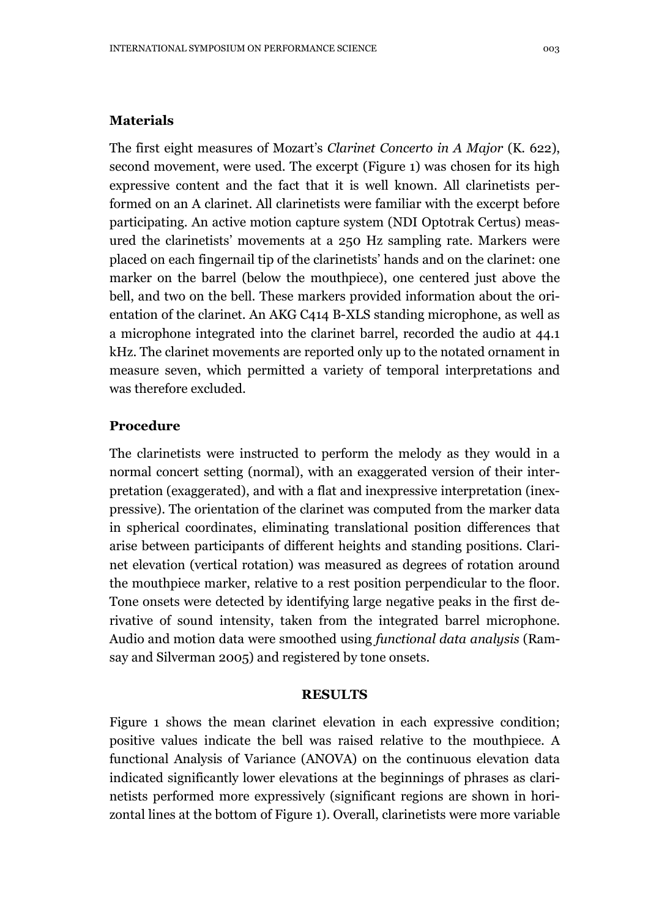### Materials

The first eight measures of Mozart's *Clarinet Concerto in A Major* (K. 622), second movement, were used. The excerpt (Figure 1) was chosen for its high expressive content and the fact that it is well known. All clarinetists performed on an A clarinet. All clarinetists were familiar with the excerpt before participating. An active motion capture system (NDI Optotrak Certus) measured the clarinetists' movements at a 250 Hz sampling rate. Markers were placed on each fingernail tip of the clarinetists' hands and on the clarinet: one marker on the barrel (below the mouthpiece), one centered just above the bell, and two on the bell. These markers provided information about the orientation of the clarinet. An AKG C414 B-XLS standing microphone, as well as a microphone integrated into the clarinet barrel, recorded the audio at 44.1 kHz. The clarinet movements are reported only up to the notated ornament in measure seven, which permitted a variety of temporal interpretations and was therefore excluded.

### Procedure

The clarinetists were instructed to perform the melody as they would in a normal concert setting (normal), with an exaggerated version of their interpretation (exaggerated), and with a flat and inexpressive interpretation (inexpressive). The orientation of the clarinet was computed from the marker data in spherical coordinates, eliminating translational position differences that arise between participants of different heights and standing positions. Clarinet elevation (vertical rotation) was measured as degrees of rotation around the mouthpiece marker, relative to a rest position perpendicular to the floor. Tone onsets were detected by identifying large negative peaks in the first derivative of sound intensity, taken from the integrated barrel microphone. Audio and motion data were smoothed using *functional data analysis* (Ramsay and Silverman 2005) and registered by tone onsets.

## RESULTS

Figure 1 shows the mean clarinet elevation in each expressive condition; positive values indicate the bell was raised relative to the mouthpiece. A functional Analysis of Variance (ANOVA) on the continuous elevation data indicated significantly lower elevations at the beginnings of phrases as clarinetists performed more expressively (significant regions are shown in horizontal lines at the bottom of Figure 1). Overall, clarinetists were more variable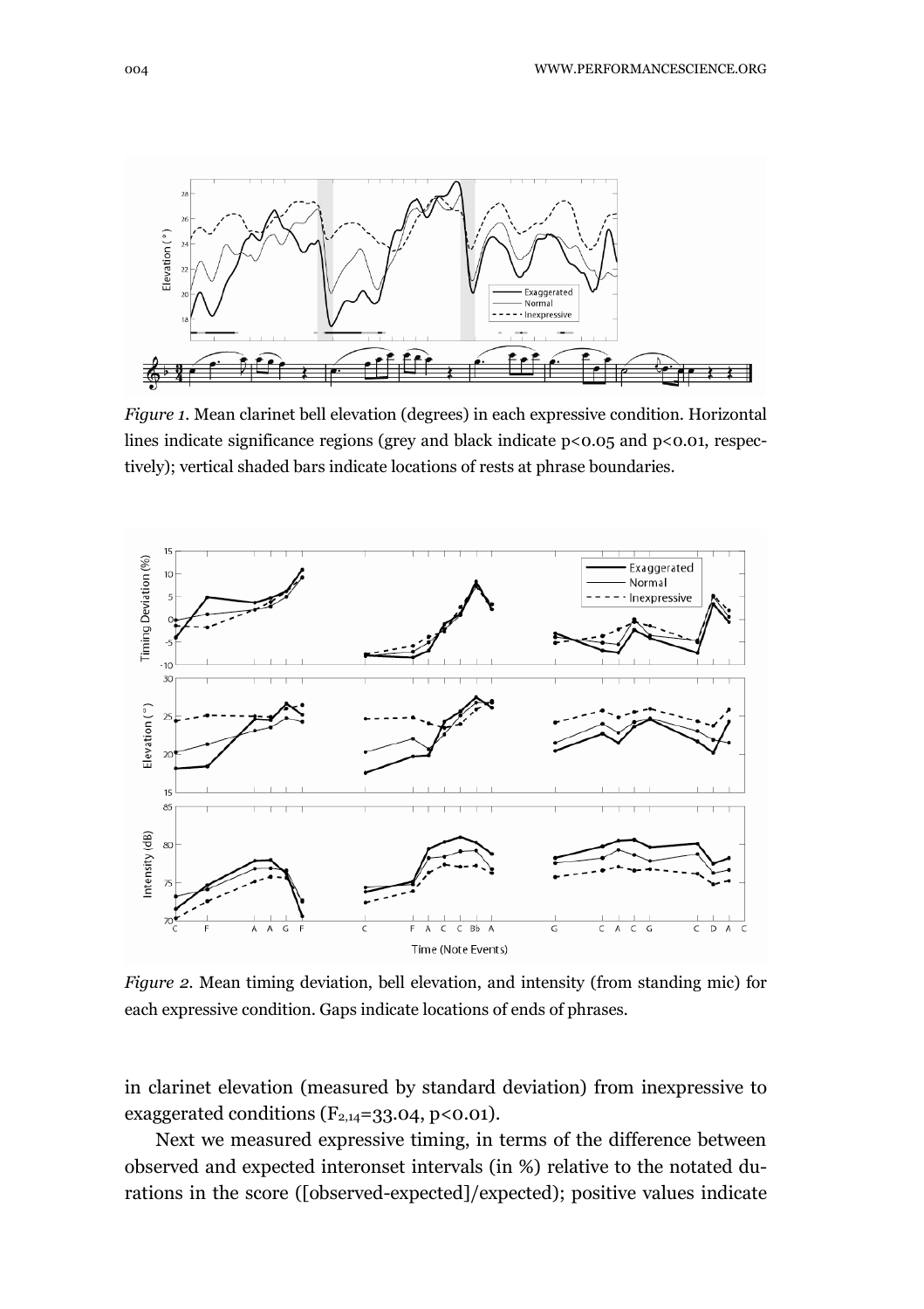*Figure 1.* Mean clarinet bell elevation (degrees) in each expressive condition. Horizontal lines indicate significance regions (grey and black indicate p<0.05 and p<0.01, respectively); vertical shaded bars indicate locations of rests at phrase boundaries.

*Figure 2.* Mean timing deviation, bell elevation, and intensity (from standing mic) for each expressive condition. Gaps indicate locations of ends of phrases.

in clarinet elevation (measured by standard deviation) from inexpressive to exaggerated conditions ($F_{2,14}$=33.04, $p<0.01$).

Next we measured expressive timing, in terms of the difference between observed and expected interonset intervals (in %) relative to the notated durations in the score ([observed-expected]/expected); positive values indicate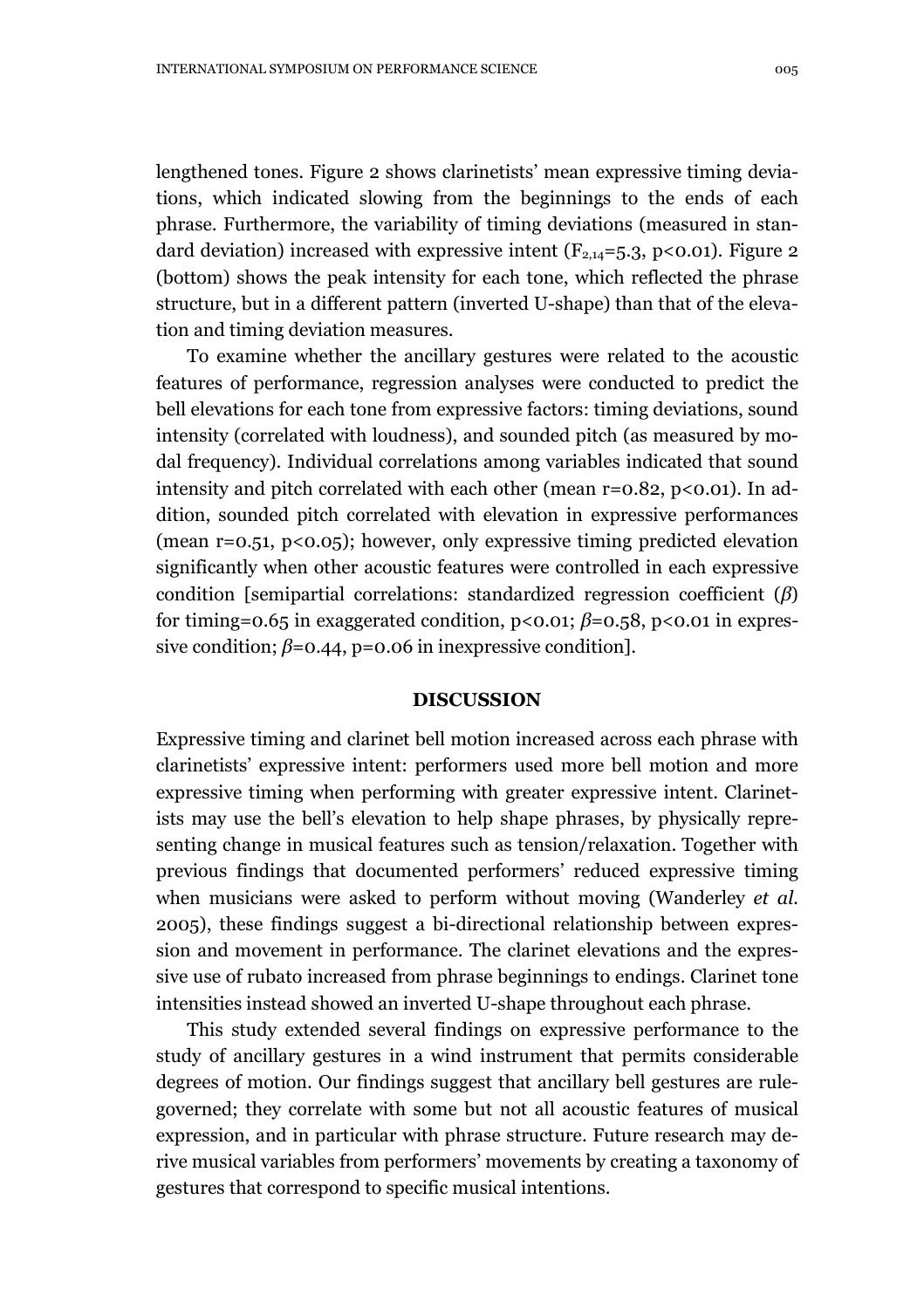lengthened tones. Figure 2 shows clarinetists' mean expressive timing deviations, which indicated slowing from the beginnings to the ends of each phrase. Furthermore, the variability of timing deviations (measured in standard deviation) increased with expressive intent ($F_{2,14}$=5.3, $p<0.01$). Figure 2 (bottom) shows the peak intensity for each tone, which reflected the phrase structure, but in a different pattern (inverted U-shape) than that of the elevation and timing deviation measures.

To examine whether the ancillary gestures were related to the acoustic features of performance, regression analyses were conducted to predict the bell elevations for each tone from expressive factors: timing deviations, sound intensity (correlated with loudness), and sounded pitch (as measured by modal frequency). Individual correlations among variables indicated that sound intensity and pitch correlated with each other (mean $r$=0.82, $p<0.01$). In addition, sounded pitch correlated with elevation in expressive performances (mean $r$=0.51, $p<0.05$); however, only expressive timing predicted elevation significantly when other acoustic features were controlled in each expressive condition [semipartial correlations: standardized regression coefficient ($\beta$) for timing=0.65 in exaggerated condition, $p<0.01$; $\beta$=0.58, $p<0.01$ in expressive condition; $\beta$=0.44, $p$=0.06 in inexpressive condition].

## DISCUSSION

Expressive timing and clarinet bell motion increased across each phrase with clarinetists' expressive intent: performers used more bell motion and more expressive timing when performing with greater expressive intent. Clarinetists may use the bell's elevation to help shape phrases, by physically representing change in musical features such as tension/relaxation. Together with previous findings that documented performers' reduced expressive timing when musicians were asked to perform without moving (Wanderley *et al.* 2005), these findings suggest a bi-directional relationship between expression and movement in performance. The clarinet elevations and the expressive use of rubato increased from phrase beginnings to endings. Clarinet tone intensities instead showed an inverted U-shape throughout each phrase.

This study extended several findings on expressive performance to the study of ancillary gestures in a wind instrument that permits considerable degrees of motion. Our findings suggest that ancillary bell gestures are rule-governed; they correlate with some but not all acoustic features of musical expression, and in particular with phrase structure. Future research may derive musical variables from performers' movements by creating a taxonomy of gestures that correspond to specific musical intentions.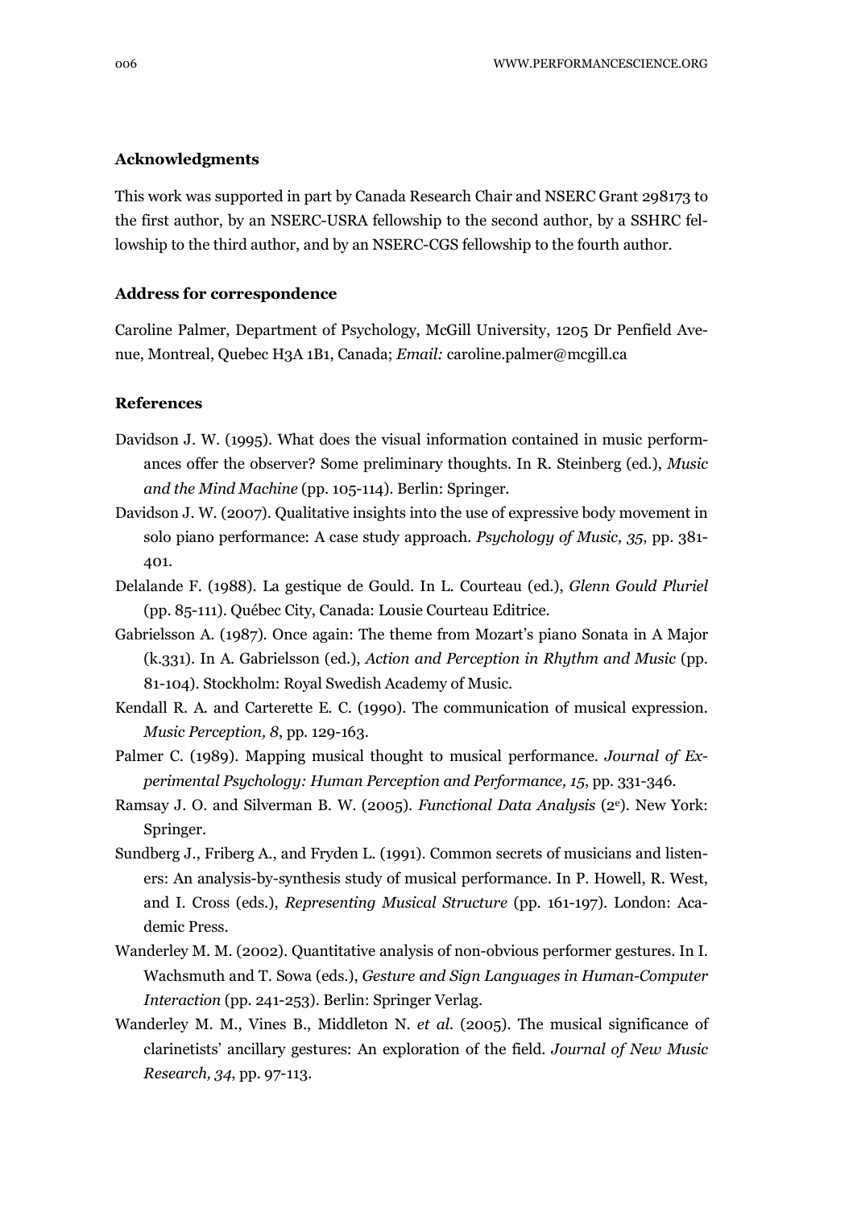## Acknowledgments

This work was supported in part by Canada Research Chair and NSERC Grant 298173 to the first author, by an NSERC-USRA fellowship to the second author, by a SSHRC fellowship to the third author, and by an NSERC-CGS fellowship to the fourth author.

## Address for correspondence

Caroline Palmer, Department of Psychology, McGill University, 1205 Dr Penfield Avenue, Montreal, Quebec H3A 1B1, Canada; *Email:* caroline.palmer@mcgill.ca

## References

Davidson J. W. (1995). What does the visual information contained in music performances offer the observer? Some preliminary thoughts. In R. Steinberg (ed.), *Music and the Mind Machine* (pp. 105-114). Berlin: Springer.

Davidson J. W. (2007). Qualitative insights into the use of expressive body movement in solo piano performance: A case study approach. *Psychology of Music, 35*, pp. 381-401.

Delalande F. (1988). La gestique de Gould. In L. Courteau (ed.), *Glenn Gould Pluriel* (pp. 85-111). Québec City, Canada: Lousie Courteau Editrice.

Gabrielsson A. (1987). Once again: The theme from Mozart's piano Sonata in A Major (k.331). In A. Gabrielsson (ed.), *Action and Perception in Rhythm and Music* (pp. 81-104). Stockholm: Royal Swedish Academy of Music.

Kendall R. A. and Carterette E. C. (1990). The communication of musical expression. *Music Perception, 8*, pp. 129-163.

Palmer C. (1989). Mapping musical thought to musical performance. *Journal of Experimental Psychology: Human Perception and Performance, 15*, pp. 331-346.

Ramsay J. O. and Silverman B. W. (2005). *Functional Data Analysis* (2e). New York: Springer.

Sundberg J., Friberg A., and Fryden L. (1991). Common secrets of musicians and listeners: An analysis-by-synthesis study of musical performance. In P. Howell, R. West, and I. Cross (eds.), *Representing Musical Structure* (pp. 161-197). London: Academic Press.

Wanderley M. M. (2002). Quantitative analysis of non-obvious performer gestures. In I. Wachsmuth and T. Sowa (eds.), *Gesture and Sign Languages in Human-Computer Interaction* (pp. 241-253). Berlin: Springer Verlag.

Wanderley M. M., Vines B., Middleton N. *et al.* (2005). The musical significance of clarinetists' ancillary gestures: An exploration of the field. *Journal of New Music Research, 34*, pp. 97-113.